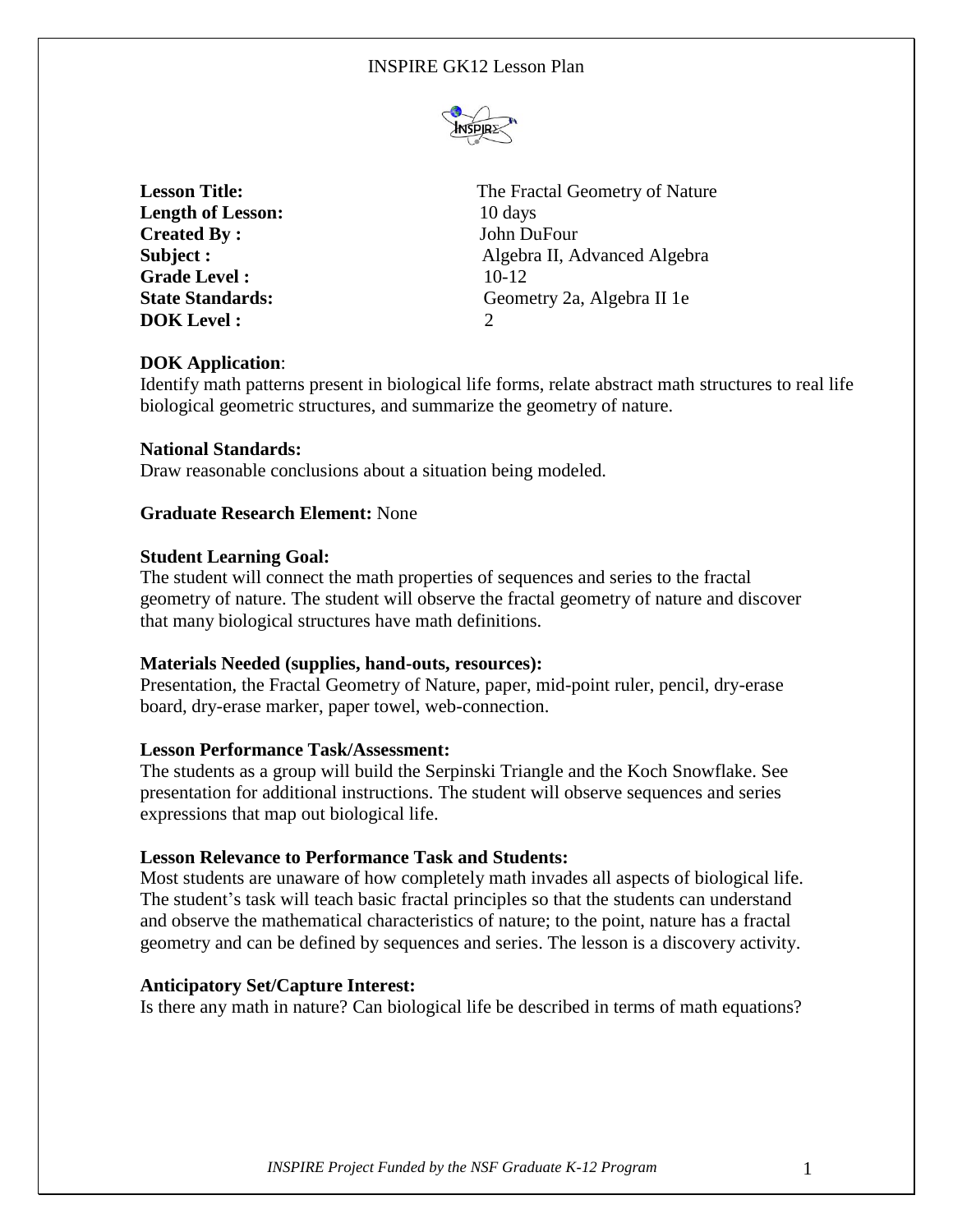**Lesson Title:** The Fractal Geometry of Nature
**Length of Lesson:** 10 days
**Created By :** John DuFour
**Subject :** Algebra II, Advanced Algebra
**Grade Level :** 10-12
**State Standards:** Geometry 2a, Algebra II 1e
**DOK Level :** 2

**DOK Application**:
Identify math patterns present in biological life forms, relate abstract math structures to real life biological geometric structures, and summarize the geometry of nature.

**National Standards:**
Draw reasonable conclusions about a situation being modeled.

**Graduate Research Element:** None

**Student Learning Goal:**
The student will connect the math properties of sequences and series to the fractal geometry of nature. The student will observe the fractal geometry of nature and discover that many biological structures have math definitions.

**Materials Needed (supplies, hand-outs, resources):**
Presentation, the Fractal Geometry of Nature, paper, mid-point ruler, pencil, dry-erase board, dry-erase marker, paper towel, web-connection.

**Lesson Performance Task/Assessment:**
The students as a group will build the Serpinski Triangle and the Koch Snowflake. See presentation for additional instructions. The student will observe sequences and series expressions that map out biological life.

**Lesson Relevance to Performance Task and Students:**
Most students are unaware of how completely math invades all aspects of biological life. The student's task will teach basic fractal principles so that the students can understand and observe the mathematical characteristics of nature; to the point, nature has a fractal geometry and can be defined by sequences and series. The lesson is a discovery activity.

**Anticipatory Set/Capture Interest:**
Is there any math in nature? Can biological life be described in terms of math equations?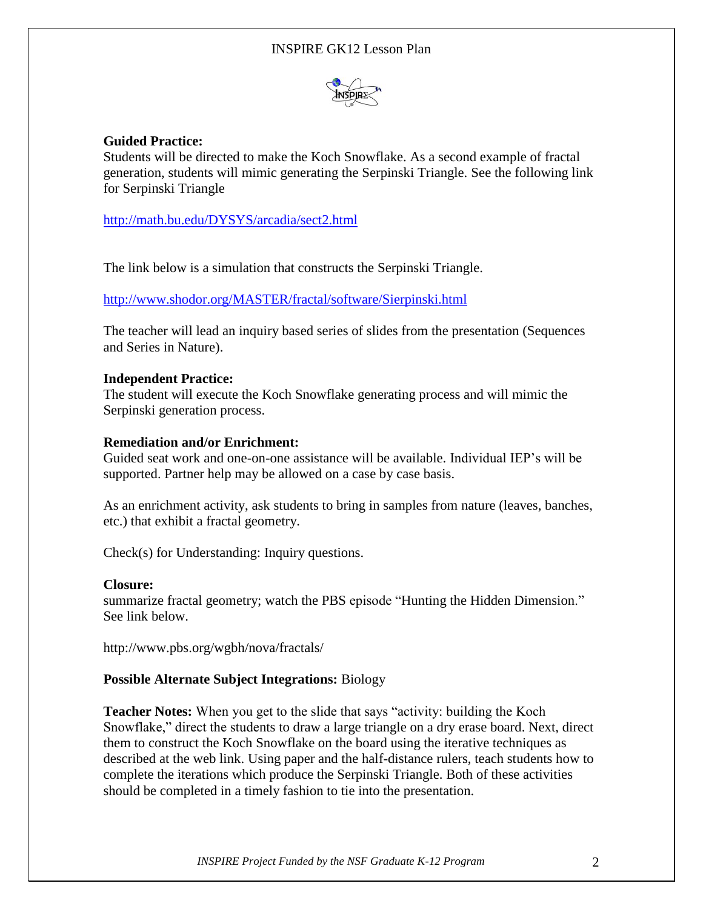**Guided Practice:**
Students will be directed to make the Koch Snowflake. As a second example of fractal generation, students will mimic generating the Serpinski Triangle. See the following link for Serpinski Triangle

http://math.bu.edu/DYSYS/arcadia/sect2.html

The link below is a simulation that constructs the Serpinski Triangle.

http://www.shodor.org/MASTER/fractal/software/Sierpinski.html

The teacher will lead an inquiry based series of slides from the presentation (Sequences and Series in Nature).

**Independent Practice:**
The student will execute the Koch Snowflake generating process and will mimic the Serpinski generation process.

**Remediation and/or Enrichment:**
Guided seat work and one-on-one assistance will be available. Individual IEP's will be supported. Partner help may be allowed on a case by case basis.

As an enrichment activity, ask students to bring in samples from nature (leaves, banches, etc.) that exhibit a fractal geometry.

Check(s) for Understanding: Inquiry questions.

**Closure:**
summarize fractal geometry; watch the PBS episode "Hunting the Hidden Dimension." See link below.

http://www.pbs.org/wgbh/nova/fractals/

**Possible Alternate Subject Integrations:** Biology

**Teacher Notes:** When you get to the slide that says "activity: building the Koch Snowflake," direct the students to draw a large triangle on a dry erase board. Next, direct them to construct the Koch Snowflake on the board using the iterative techniques as described at the web link. Using paper and the half-distance rulers, teach students how to complete the iterations which produce the Serpinski Triangle. Both of these activities should be completed in a timely fashion to tie into the presentation.